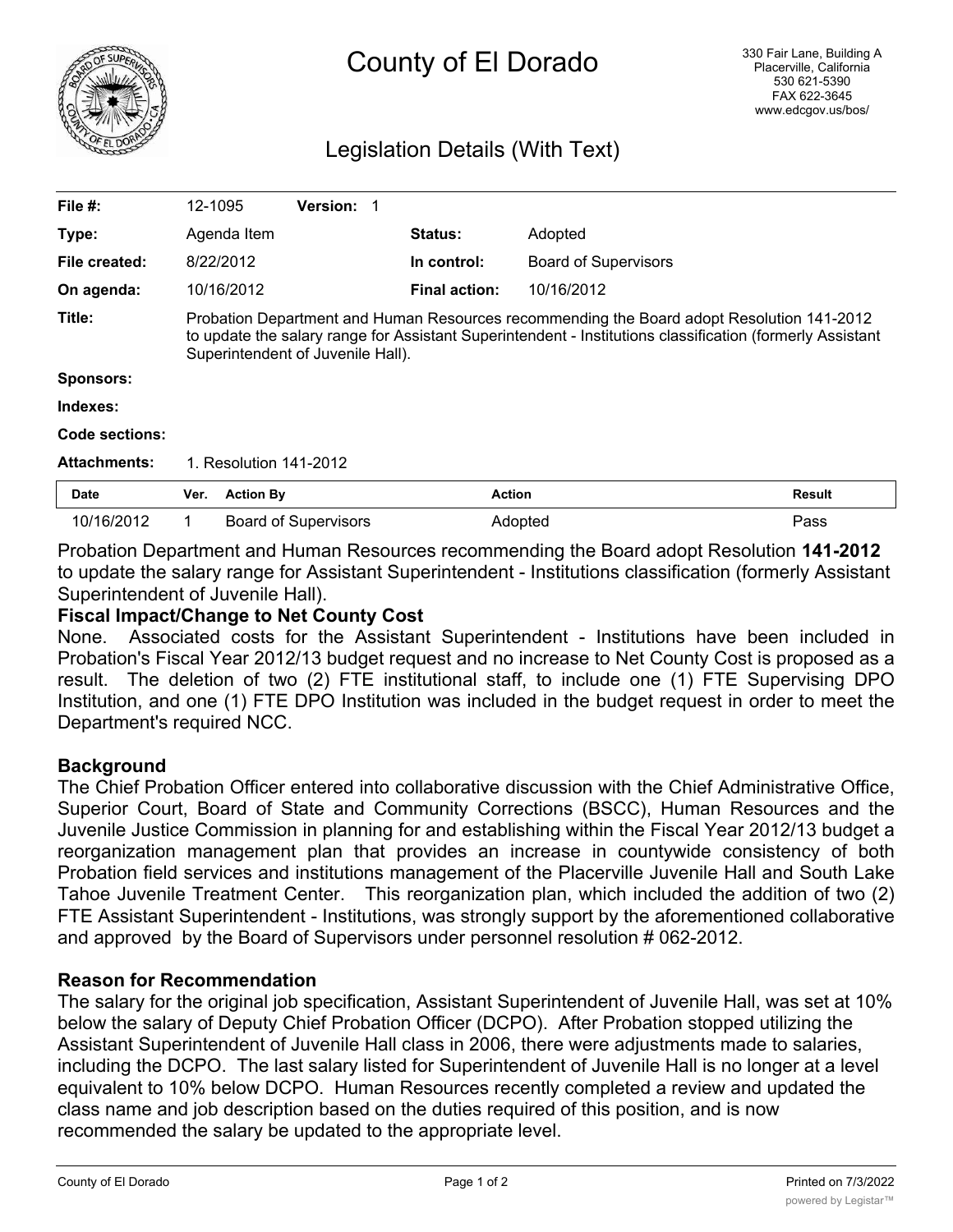# County of El Dorado

330 Fair Lane, Building A
Placerville, California
530 621-5390
FAX 622-3645
www.edcgov.us/bos/

## Legislation Details (With Text)

| | | | |
|---|---|---|---|
| **File #:** | 12-1095 **Version:** 1 | | |
| **Type:** | Agenda Item | **Status:** | Adopted |
| **File created:** | 8/22/2012 | **In control:** | Board of Supervisors |
| **On agenda:** | 10/16/2012 | **Final action:** | 10/16/2012 |

**Title:** Probation Department and Human Resources recommending the Board adopt Resolution 141-2012 to update the salary range for Assistant Superintendent - Institutions classification (formerly Assistant Superintendent of Juvenile Hall).

**Sponsors:**

**Indexes:**

**Code sections:**

**Attachments:** 1. Resolution 141-2012

| Date | Ver. | Action By | Action | Result |
|---|---|---|---|---|
| 10/16/2012 | 1 | Board of Supervisors | Adopted | Pass |

Probation Department and Human Resources recommending the Board adopt Resolution **141-2012** to update the salary range for Assistant Superintendent - Institutions classification (formerly Assistant Superintendent of Juvenile Hall).

**Fiscal Impact/Change to Net County Cost**

None. Associated costs for the Assistant Superintendent - Institutions have been included in Probation's Fiscal Year 2012/13 budget request and no increase to Net County Cost is proposed as a result. The deletion of two (2) FTE institutional staff, to include one (1) FTE Supervising DPO Institution, and one (1) FTE DPO Institution was included in the budget request in order to meet the Department's required NCC.

**Background**

The Chief Probation Officer entered into collaborative discussion with the Chief Administrative Office, Superior Court, Board of State and Community Corrections (BSCC), Human Resources and the Juvenile Justice Commission in planning for and establishing within the Fiscal Year 2012/13 budget a reorganization management plan that provides an increase in countywide consistency of both Probation field services and institutions management of the Placerville Juvenile Hall and South Lake Tahoe Juvenile Treatment Center. This reorganization plan, which included the addition of two (2) FTE Assistant Superintendent - Institutions, was strongly support by the aforementioned collaborative and approved by the Board of Supervisors under personnel resolution # 062-2012.

**Reason for Recommendation**

The salary for the original job specification, Assistant Superintendent of Juvenile Hall, was set at 10% below the salary of Deputy Chief Probation Officer (DCPO). After Probation stopped utilizing the Assistant Superintendent of Juvenile Hall class in 2006, there were adjustments made to salaries, including the DCPO. The last salary listed for Superintendent of Juvenile Hall is no longer at a level equivalent to 10% below DCPO. Human Resources recently completed a review and updated the class name and job description based on the duties required of this position, and is now recommended the salary be updated to the appropriate level.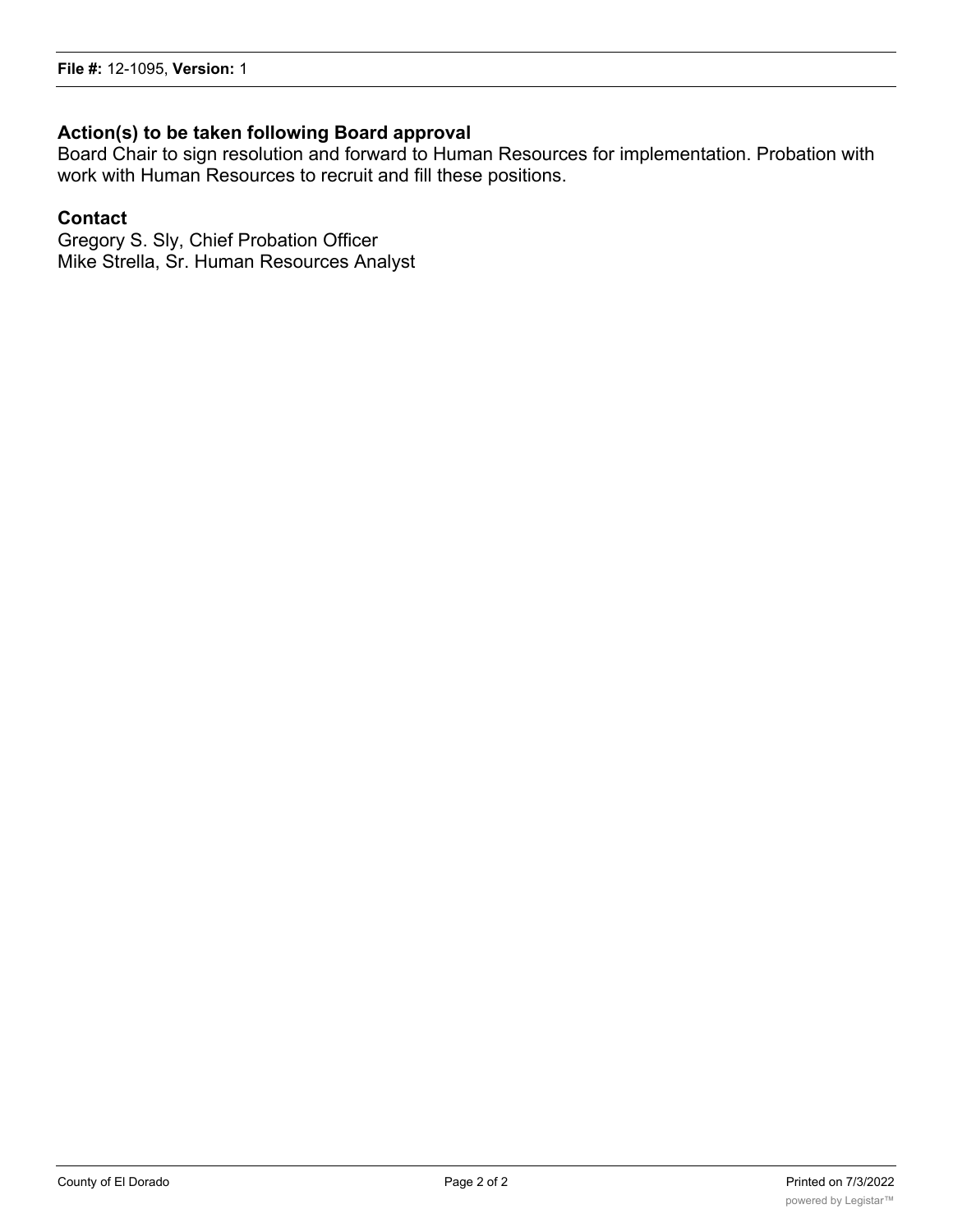## Action(s) to be taken following Board approval

Board Chair to sign resolution and forward to Human Resources for implementation. Probation with work with Human Resources to recruit and fill these positions.

## Contact

Gregory S. Sly, Chief Probation Officer
Mike Strella, Sr. Human Resources Analyst